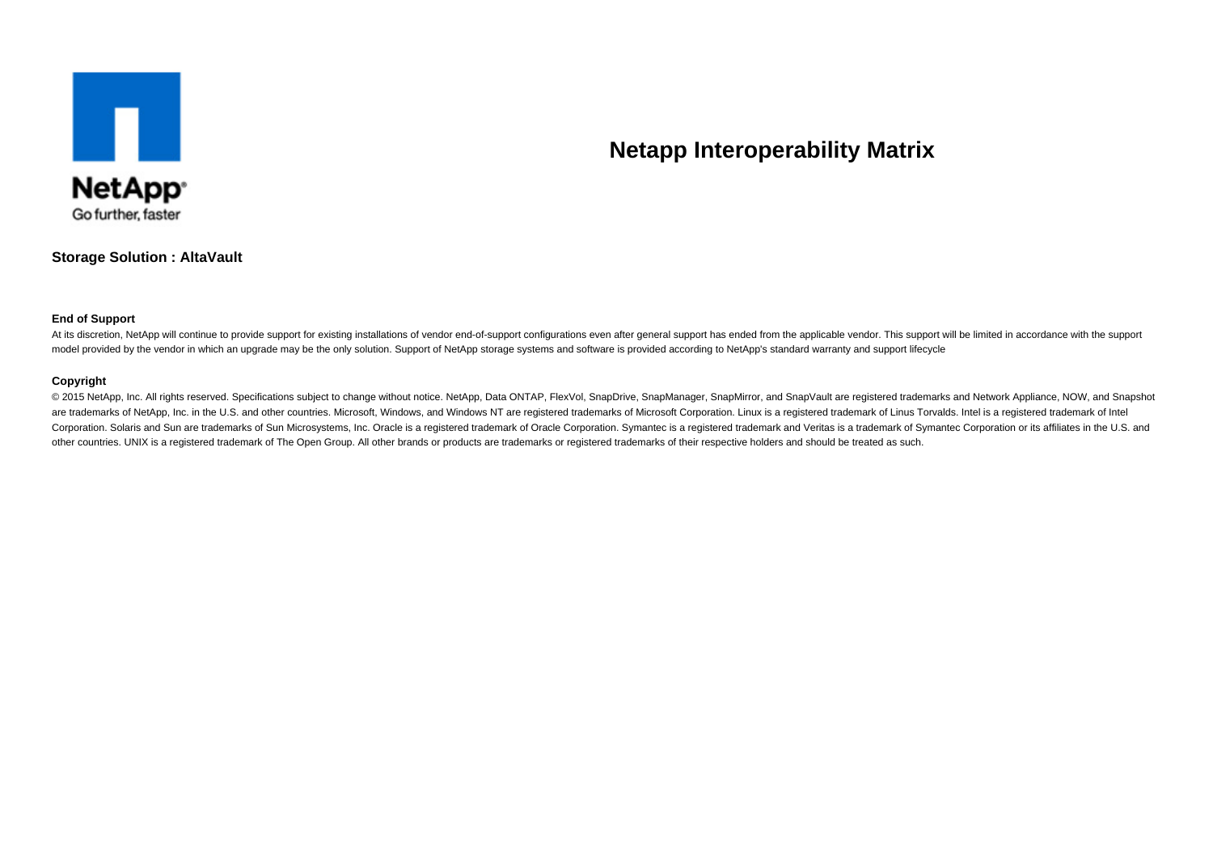NetApp
Go further, faster

# Netapp Interoperability Matrix

## Storage Solution : AltaVault

### End of Support

At its discretion, NetApp will continue to provide support for existing installations of vendor end-of-support configurations even after general support has ended from the applicable vendor. This support will be limited in accordance with the support model provided by the vendor in which an upgrade may be the only solution. Support of NetApp storage systems and software is provided according to NetApp's standard warranty and support lifecycle

### Copyright

© 2015 NetApp, Inc. All rights reserved. Specifications subject to change without notice. NetApp, Data ONTAP, FlexVol, SnapDrive, SnapManager, SnapMirror, and SnapVault are registered trademarks and Network Appliance, NOW, and Snapshot are trademarks of NetApp, Inc. in the U.S. and other countries. Microsoft, Windows, and Windows NT are registered trademarks of Microsoft Corporation. Linux is a registered trademark of Linus Torvalds. Intel is a registered trademark of Intel Corporation. Solaris and Sun are trademarks of Sun Microsystems, Inc. Oracle is a registered trademark of Oracle Corporation. Symantec is a registered trademark and Veritas is a trademark of Symantec Corporation or its affiliates in the U.S. and other countries. UNIX is a registered trademark of The Open Group. All other brands or products are trademarks or registered trademarks of their respective holders and should be treated as such.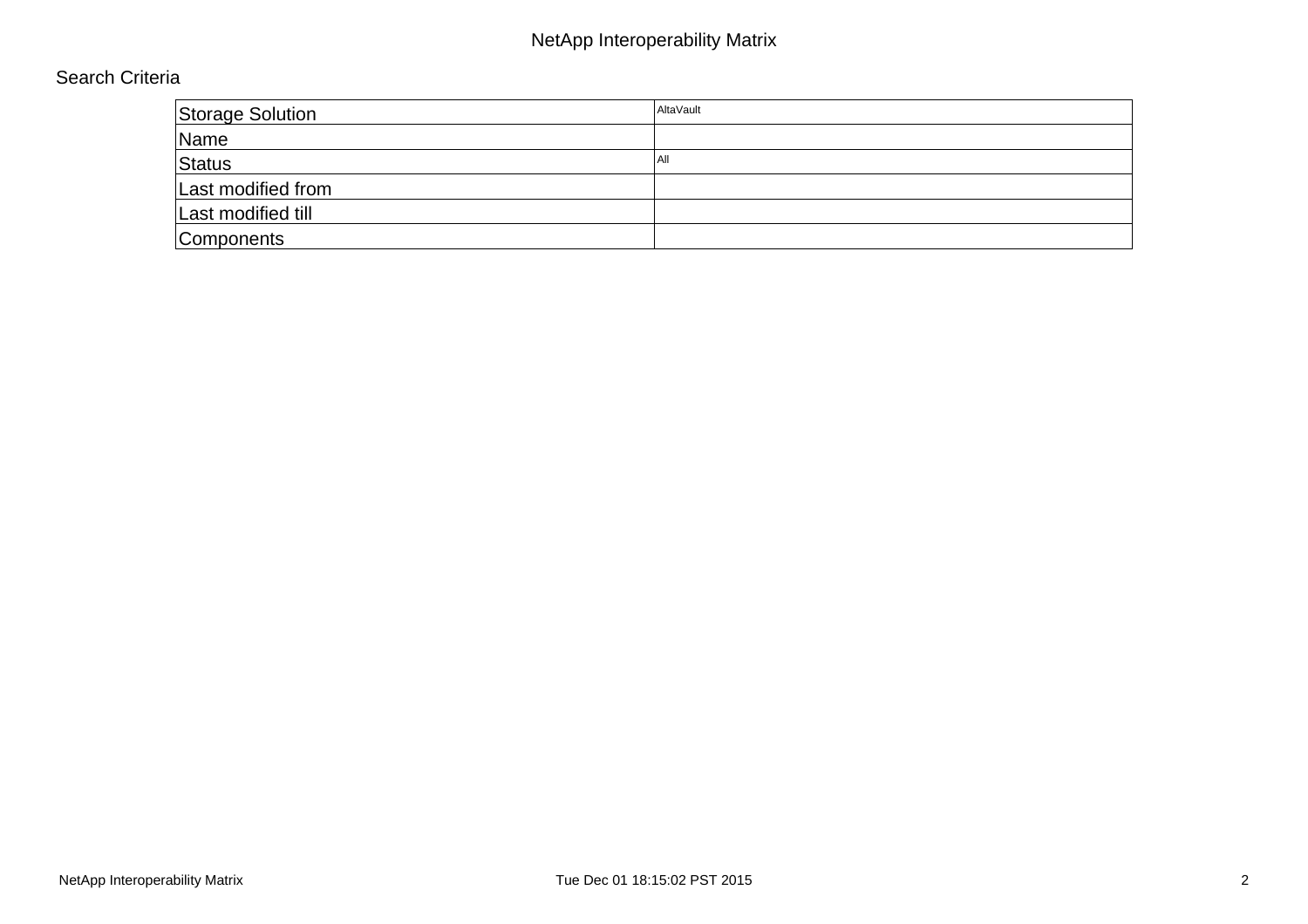NetApp Interoperability Matrix

Search Criteria

| Storage Solution | AltaVault |
|---|---|
| Name | |
| Status | All |
| Last modified from | |
| Last modified till | |
| Components | |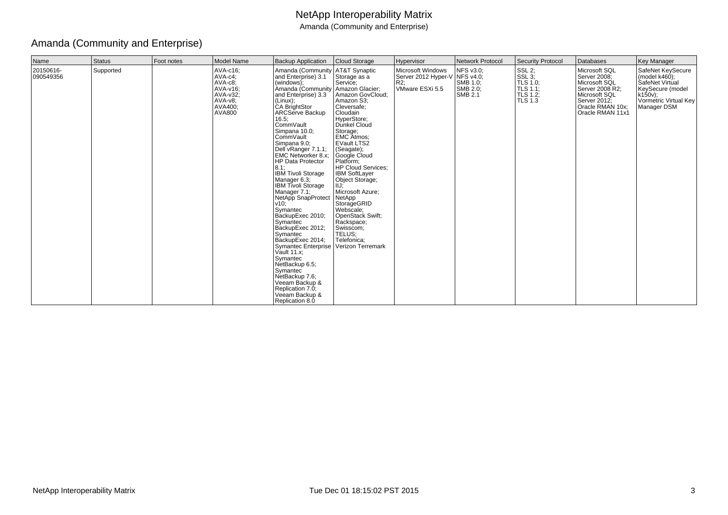# Amanda (Community and Enterprise)

| Name | Status | Foot notes | Model Name | Backup Application | Cloud Storage | Hypervisor | Network Protocol | Security Protocol | Databases | Key Manager |
|---|---|---|---|---|---|---|---|---|---|---|
| 20150616-090549356 | Supported | | AVA-c16; AVA-c4; AVA-c8; AVA-v16; AVA-v32; AVA-v8; AVA400; AVA800 | Amanda (Community and Enterprise) 3.1 (windows); Amanda (Community and Enterprise) 3.3 (Linux); CA BrightStor ARCServe Backup 16.5; CommVault Simpana 10.0; CommVault Simpana 9.0; Dell vRanger 7.1.1; EMC Networker 8.x; HP Data Protector 8.1; IBM Tivoli Storage Manager 6.3; IBM Tivoli Storage Manager 7.1; NetApp SnapProtect v10; Symantec BackupExec 2010; Symantec BackupExec 2012; Symantec BackupExec 2014; Symantec Enterprise Vault 11.x; Symantec NetBackup 6.5; Symantec NetBackup 7.6; Veeam Backup & Replication 7.0; Veeam Backup & Replication 8.0 | AT&T Synaptic Storage as a Service; Amazon Glacier; Amazon GovCloud; Amazon S3; Cleversafe; Cloudain HyperStore; Dunkel Cloud Storage; EMC Atmos; EVault LTS2 (Seagate); Google Cloud Platform; HP Cloud Services; IBM SoftLayer Object Storage; IIJ; Microsoft Azure; NetApp StorageGRID Webscale; OpenStack Swift; Rackspace; Swisscom; TELUS; Telefonica; Verizon Terremark | Microsoft Windows Server 2012 Hyper-V R2; VMware ESXi 5.5 | NFS v3.0; NFS v4.0; SMB 1.0; SMB 2.0; SMB 2.1 | SSL 2; SSL 3; TLS 1.0; TLS 1.1; TLS 1.2; TLS 1.3 | Microsoft SQL Server 2008; Microsoft SQL Server 2008 R2; Microsoft SQL Server 2012; Oracle RMAN 10x; Oracle RMAN 11x1 | SafeNet KeySecure (model k460); SafeNet Virtual KeySecure (model k150v); Vormetric Virtual Key Manager DSM |